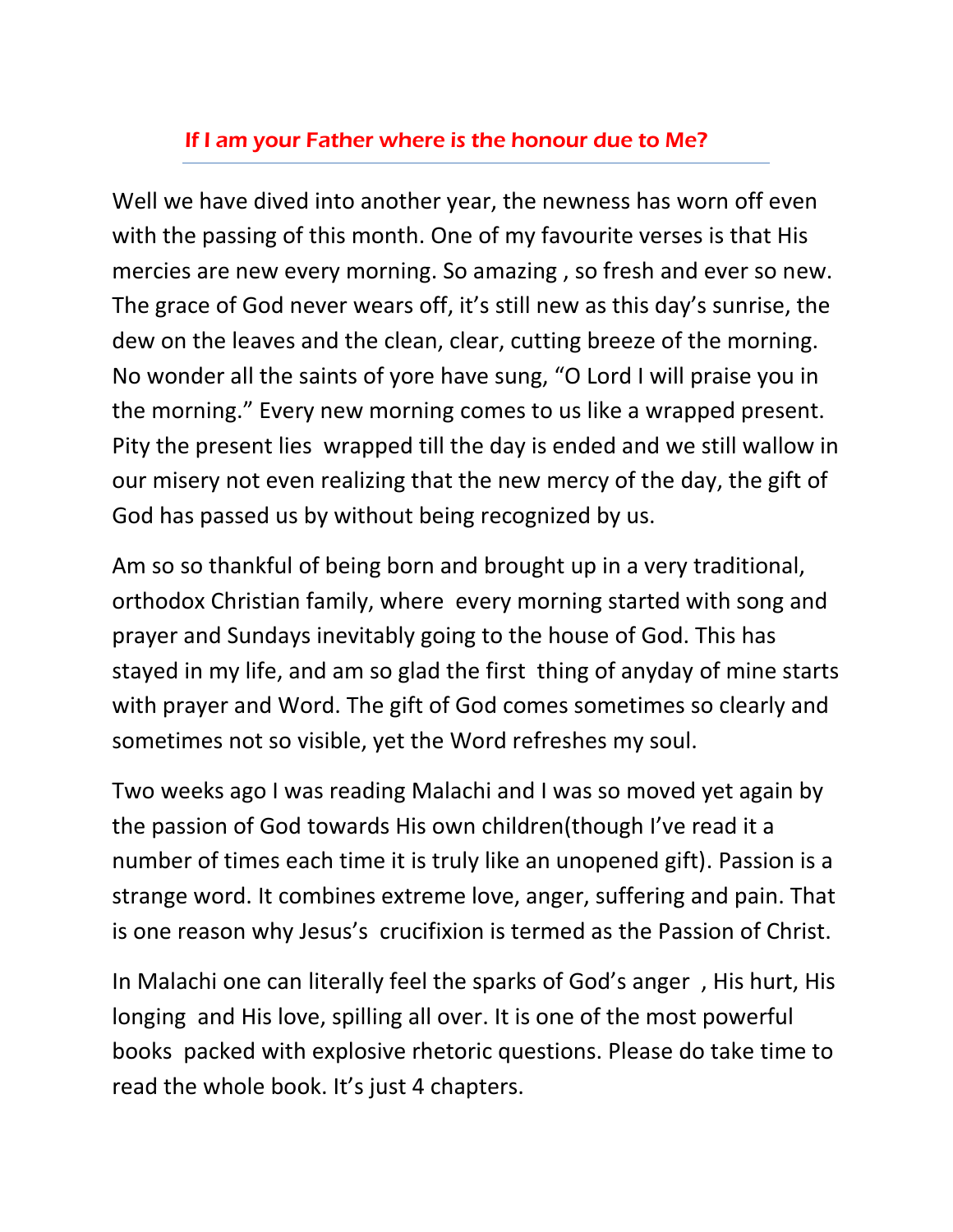## If I am your Father where is the honour due to Me?

Well we have dived into another year, the newness has worn off even with the passing of this month. One of my favourite verses is that His mercies are new every morning. So amazing , so fresh and ever so new. The grace of God never wears off, it's still new as this day's sunrise, the dew on the leaves and the clean, clear, cutting breeze of the morning. No wonder all the saints of yore have sung, "O Lord I will praise you in the morning." Every new morning comes to us like a wrapped present. Pity the present lies wrapped till the day is ended and we still wallow in our misery not even realizing that the new mercy of the day, the gift of God has passed us by without being recognized by us.

Am so so thankful of being born and brought up in a very traditional, orthodox Christian family, where every morning started with song and prayer and Sundays inevitably going to the house of God. This has stayed in my life, and am so glad the first thing of anyday of mine starts with prayer and Word. The gift of God comes sometimes so clearly and sometimes not so visible, yet the Word refreshes my soul.

Two weeks ago I was reading Malachi and I was so moved yet again by the passion of God towards His own children(though I've read it a number of times each time it is truly like an unopened gift). Passion is a strange word. It combines extreme love, anger, suffering and pain. That is one reason why Jesus's crucifixion is termed as the Passion of Christ.

In Malachi one can literally feel the sparks of God's anger , His hurt, His longing and His love, spilling all over. It is one of the most powerful books packed with explosive rhetoric questions. Please do take time to read the whole book. It's just 4 chapters.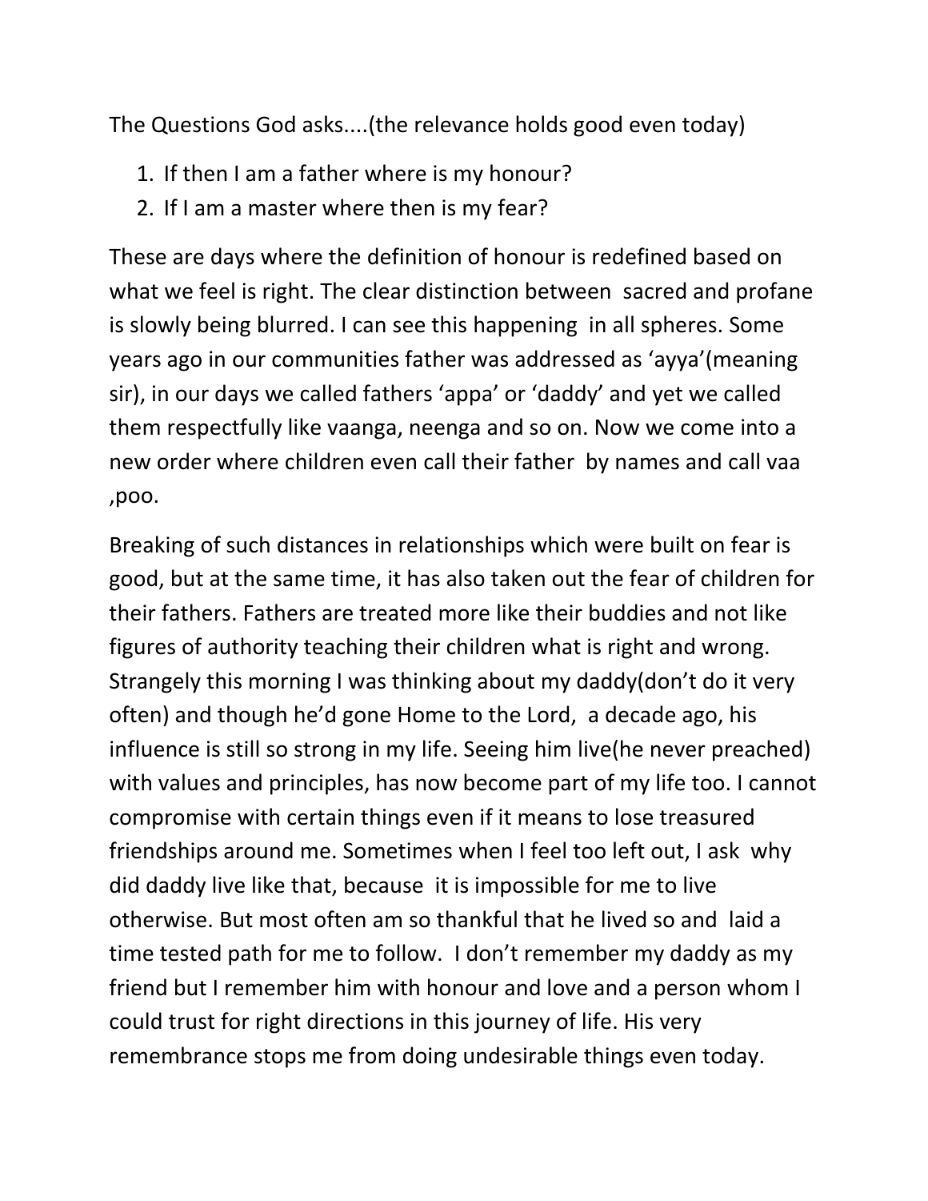The Questions God asks....(the relevance holds good even today)

1. If then I am a father where is my honour?
2. If I am a master where then is my fear?

These are days where the definition of honour is redefined based on what we feel is right. The clear distinction between sacred and profane is slowly being blurred. I can see this happening in all spheres. Some years ago in our communities father was addressed as 'ayya'(meaning sir), in our days we called fathers 'appa' or 'daddy' and yet we called them respectfully like vaanga, neenga and so on. Now we come into a new order where children even call their father by names and call vaa ,poo.

Breaking of such distances in relationships which were built on fear is good, but at the same time, it has also taken out the fear of children for their fathers. Fathers are treated more like their buddies and not like figures of authority teaching their children what is right and wrong. Strangely this morning I was thinking about my daddy(don't do it very often) and though he'd gone Home to the Lord, a decade ago, his influence is still so strong in my life. Seeing him live(he never preached) with values and principles, has now become part of my life too. I cannot compromise with certain things even if it means to lose treasured friendships around me. Sometimes when I feel too left out, I ask why did daddy live like that, because it is impossible for me to live otherwise. But most often am so thankful that he lived so and laid a time tested path for me to follow. I don't remember my daddy as my friend but I remember him with honour and love and a person whom I could trust for right directions in this journey of life. His very remembrance stops me from doing undesirable things even today.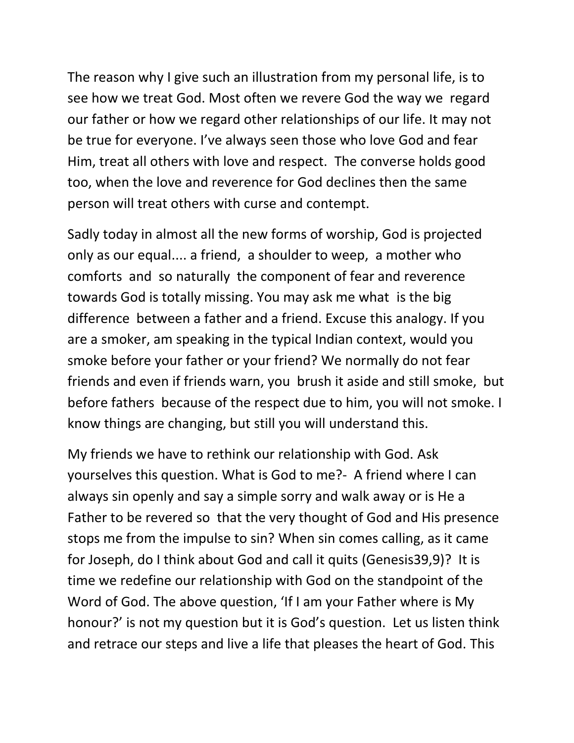The reason why I give such an illustration from my personal life, is to see how we treat God. Most often we revere God the way we regard our father or how we regard other relationships of our life. It may not be true for everyone. I've always seen those who love God and fear Him, treat all others with love and respect. The converse holds good too, when the love and reverence for God declines then the same person will treat others with curse and contempt.

Sadly today in almost all the new forms of worship, God is projected only as our equal.... a friend, a shoulder to weep, a mother who comforts and so naturally the component of fear and reverence towards God is totally missing. You may ask me what is the big difference between a father and a friend. Excuse this analogy. If you are a smoker, am speaking in the typical Indian context, would you smoke before your father or your friend? We normally do not fear friends and even if friends warn, you brush it aside and still smoke, but before fathers because of the respect due to him, you will not smoke. I know things are changing, but still you will understand this.

My friends we have to rethink our relationship with God. Ask yourselves this question. What is God to me?- A friend where I can always sin openly and say a simple sorry and walk away or is He a Father to be revered so that the very thought of God and His presence stops me from the impulse to sin? When sin comes calling, as it came for Joseph, do I think about God and call it quits (Genesis39,9)? It is time we redefine our relationship with God on the standpoint of the Word of God. The above question, 'If I am your Father where is My honour?' is not my question but it is God's question. Let us listen think and retrace our steps and live a life that pleases the heart of God. This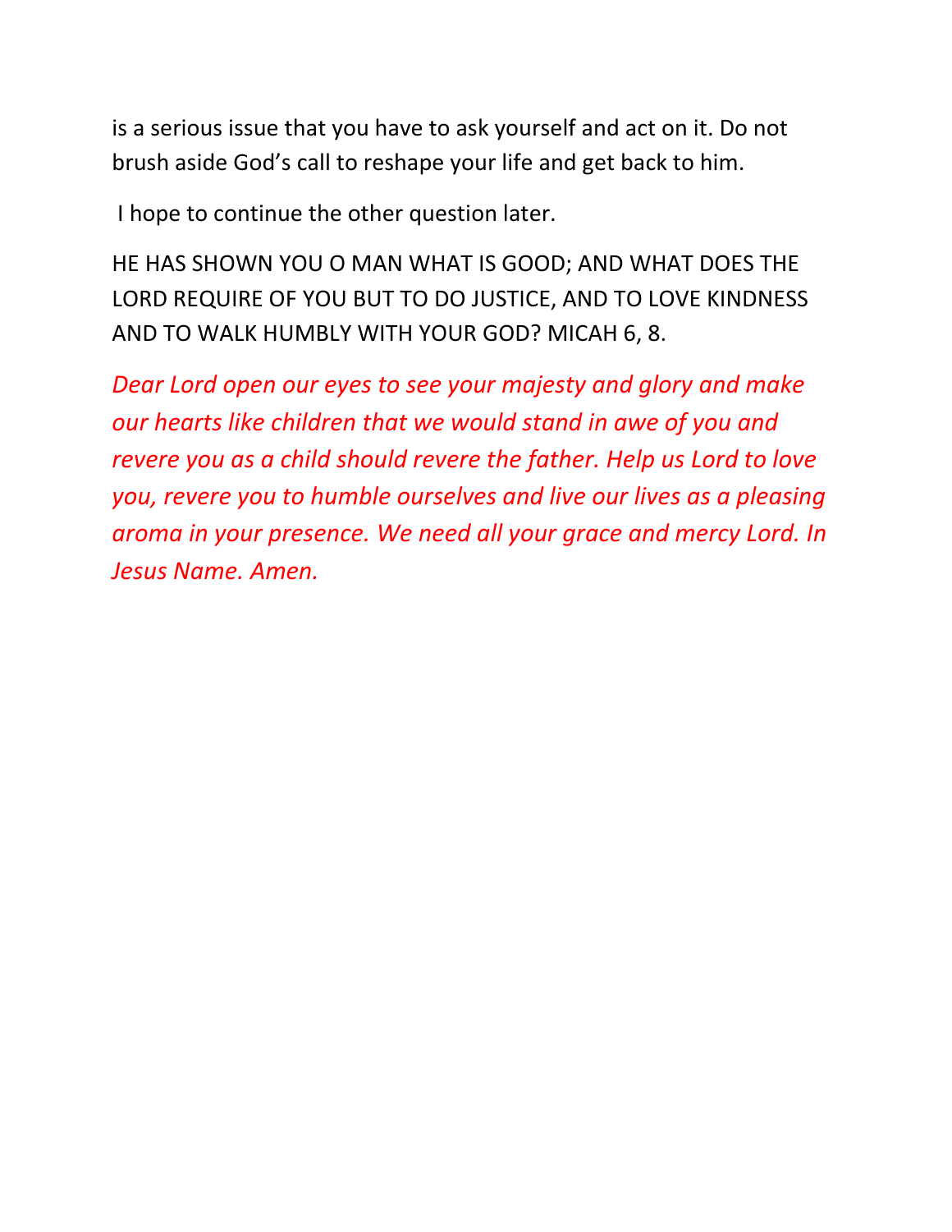is a serious issue that you have to ask yourself and act on it. Do not brush aside God's call to reshape your life and get back to him.

I hope to continue the other question later.

HE HAS SHOWN YOU O MAN WHAT IS GOOD; AND WHAT DOES THE LORD REQUIRE OF YOU BUT TO DO JUSTICE, AND TO LOVE KINDNESS AND TO WALK HUMBLY WITH YOUR GOD? MICAH 6, 8.

*Dear Lord open our eyes to see your majesty and glory and make our hearts like children that we would stand in awe of you and revere you as a child should revere the father. Help us Lord to love you, revere you to humble ourselves and live our lives as a pleasing aroma in your presence. We need all your grace and mercy Lord. In Jesus Name. Amen.*